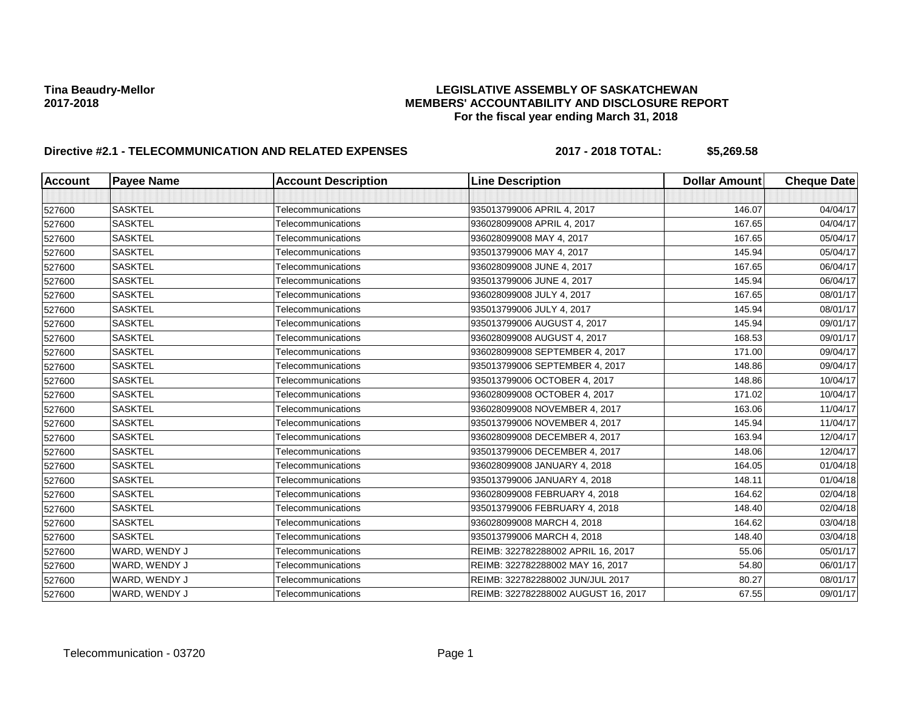**Tina Beaudry-Mellor**
**2017-2018**

**LEGISLATIVE ASSEMBLY OF SASKATCHEWAN**
**MEMBERS' ACCOUNTABILITY AND DISCLOSURE REPORT**
**For the fiscal year ending March 31, 2018**

**Directive #2.1 - TELECOMMUNICATION AND RELATED EXPENSES** **2017 - 2018 TOTAL: $5,269.58**

| Account | Payee Name | Account Description | Line Description | Dollar Amount | Cheque Date |
|---|---|---|---|---|---|
| | | | | | |
| 527600 | SASKTEL | Telecommunications | 935013799006 APRIL 4, 2017 | 146.07 | 04/04/17 |
| 527600 | SASKTEL | Telecommunications | 936028099008 APRIL 4, 2017 | 167.65 | 04/04/17 |
| 527600 | SASKTEL | Telecommunications | 936028099008 MAY 4, 2017 | 167.65 | 05/04/17 |
| 527600 | SASKTEL | Telecommunications | 935013799006 MAY 4, 2017 | 145.94 | 05/04/17 |
| 527600 | SASKTEL | Telecommunications | 936028099008 JUNE 4, 2017 | 167.65 | 06/04/17 |
| 527600 | SASKTEL | Telecommunications | 935013799006 JUNE 4, 2017 | 145.94 | 06/04/17 |
| 527600 | SASKTEL | Telecommunications | 936028099008 JULY 4, 2017 | 167.65 | 08/01/17 |
| 527600 | SASKTEL | Telecommunications | 935013799006 JULY 4, 2017 | 145.94 | 08/01/17 |
| 527600 | SASKTEL | Telecommunications | 935013799006 AUGUST 4, 2017 | 145.94 | 09/01/17 |
| 527600 | SASKTEL | Telecommunications | 936028099008 AUGUST 4, 2017 | 168.53 | 09/01/17 |
| 527600 | SASKTEL | Telecommunications | 936028099008 SEPTEMBER 4, 2017 | 171.00 | 09/04/17 |
| 527600 | SASKTEL | Telecommunications | 935013799006 SEPTEMBER 4, 2017 | 148.86 | 09/04/17 |
| 527600 | SASKTEL | Telecommunications | 935013799006 OCTOBER 4, 2017 | 148.86 | 10/04/17 |
| 527600 | SASKTEL | Telecommunications | 936028099008 OCTOBER 4, 2017 | 171.02 | 10/04/17 |
| 527600 | SASKTEL | Telecommunications | 936028099008 NOVEMBER 4, 2017 | 163.06 | 11/04/17 |
| 527600 | SASKTEL | Telecommunications | 935013799006 NOVEMBER 4, 2017 | 145.94 | 11/04/17 |
| 527600 | SASKTEL | Telecommunications | 936028099008 DECEMBER 4, 2017 | 163.94 | 12/04/17 |
| 527600 | SASKTEL | Telecommunications | 935013799006 DECEMBER 4, 2017 | 148.06 | 12/04/17 |
| 527600 | SASKTEL | Telecommunications | 936028099008 JANUARY 4, 2018 | 164.05 | 01/04/18 |
| 527600 | SASKTEL | Telecommunications | 935013799006 JANUARY 4, 2018 | 148.11 | 01/04/18 |
| 527600 | SASKTEL | Telecommunications | 936028099008 FEBRUARY 4, 2018 | 164.62 | 02/04/18 |
| 527600 | SASKTEL | Telecommunications | 935013799006 FEBRUARY 4, 2018 | 148.40 | 02/04/18 |
| 527600 | SASKTEL | Telecommunications | 936028099008 MARCH 4, 2018 | 164.62 | 03/04/18 |
| 527600 | SASKTEL | Telecommunications | 935013799006 MARCH 4, 2018 | 148.40 | 03/04/18 |
| 527600 | WARD, WENDY J | Telecommunications | REIMB: 322782288002 APRIL 16, 2017 | 55.06 | 05/01/17 |
| 527600 | WARD, WENDY J | Telecommunications | REIMB: 322782288002 MAY 16, 2017 | 54.80 | 06/01/17 |
| 527600 | WARD, WENDY J | Telecommunications | REIMB: 322782288002 JUN/JUL 2017 | 80.27 | 08/01/17 |
| 527600 | WARD, WENDY J | Telecommunications | REIMB: 322782288002 AUGUST 16, 2017 | 67.55 | 09/01/17 |

Telecommunication - 03720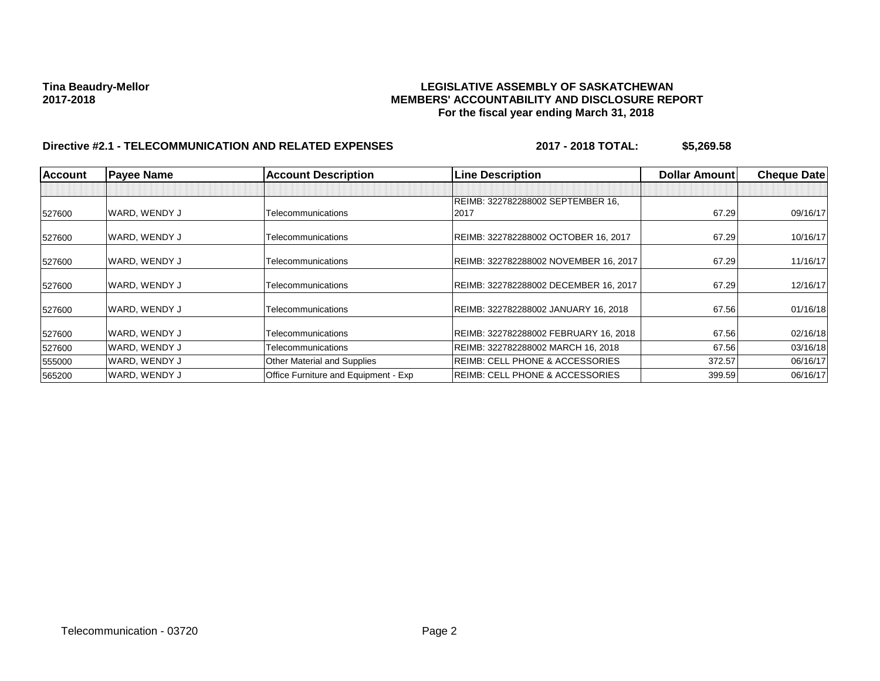**Tina Beaudry-Mellor**
**2017-2018**

**LEGISLATIVE ASSEMBLY OF SASKATCHEWAN**
**MEMBERS' ACCOUNTABILITY AND DISCLOSURE REPORT**
**For the fiscal year ending March 31, 2018**

**Directive #2.1 - TELECOMMUNICATION AND RELATED EXPENSES** **2017 - 2018 TOTAL: $5,269.58**

| Account | Payee Name | Account Description | Line Description | Dollar Amount | Cheque Date |
|---|---|---|---|---|---|
| | | | | | |
| 527600 | WARD, WENDY J | Telecommunications | REIMB: 322782288002 SEPTEMBER 16, 2017 | 67.29 | 09/16/17 |
| 527600 | WARD, WENDY J | Telecommunications | REIMB: 322782288002 OCTOBER 16, 2017 | 67.29 | 10/16/17 |
| 527600 | WARD, WENDY J | Telecommunications | REIMB: 322782288002 NOVEMBER 16, 2017 | 67.29 | 11/16/17 |
| 527600 | WARD, WENDY J | Telecommunications | REIMB: 322782288002 DECEMBER 16, 2017 | 67.29 | 12/16/17 |
| 527600 | WARD, WENDY J | Telecommunications | REIMB: 322782288002 JANUARY 16, 2018 | 67.56 | 01/16/18 |
| 527600 | WARD, WENDY J | Telecommunications | REIMB: 322782288002 FEBRUARY 16, 2018 | 67.56 | 02/16/18 |
| 527600 | WARD, WENDY J | Telecommunications | REIMB: 322782288002 MARCH 16, 2018 | 67.56 | 03/16/18 |
| 555000 | WARD, WENDY J | Other Material and Supplies | REIMB: CELL PHONE & ACCESSORIES | 372.57 | 06/16/17 |
| 565200 | WARD, WENDY J | Office Furniture and Equipment - Exp | REIMB: CELL PHONE & ACCESSORIES | 399.59 | 06/16/17 |

Telecommunication - 03720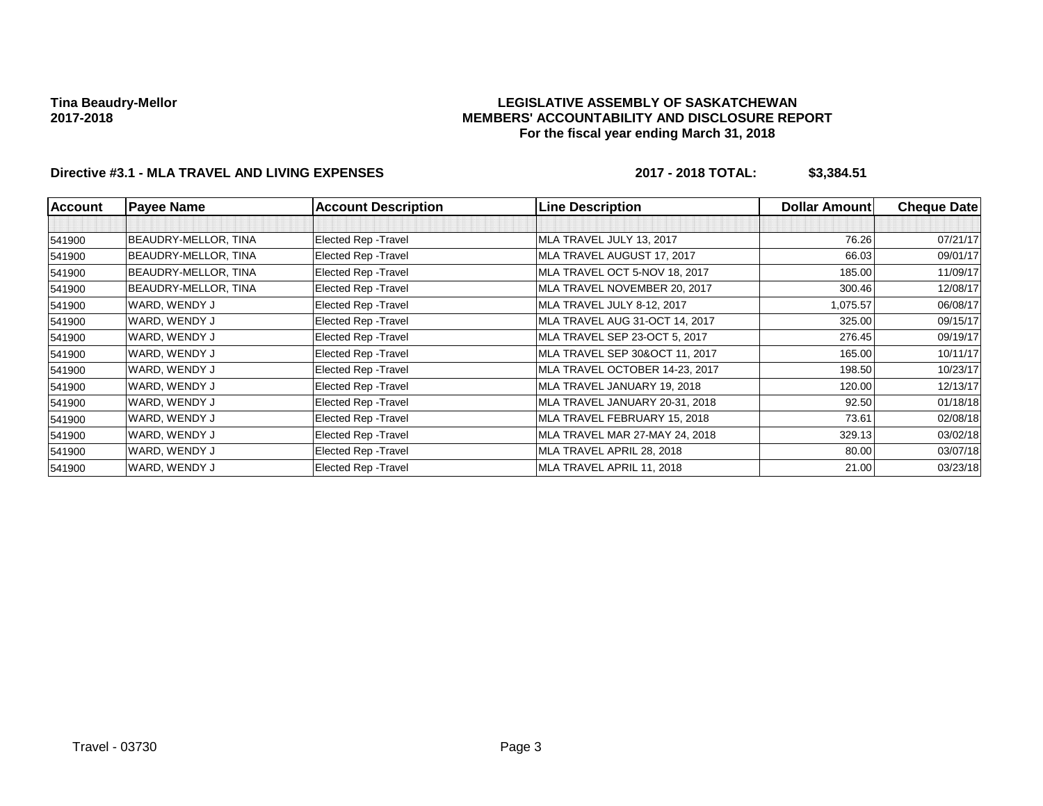**Tina Beaudry-Mellor**
**2017-2018**

# LEGISLATIVE ASSEMBLY OF SASKATCHEWAN
## MEMBERS' ACCOUNTABILITY AND DISCLOSURE REPORT
### For the fiscal year ending March 31, 2018

**Directive #3.1 - MLA TRAVEL AND LIVING EXPENSES** **2017 - 2018 TOTAL: $3,384.51**

| Account | Payee Name | Account Description | Line Description | Dollar Amount | Cheque Date |
|---|---|---|---|---|---|
| | | | | | |
| 541900 | BEAUDRY-MELLOR, TINA | Elected Rep -Travel | MLA TRAVEL JULY 13, 2017 | 76.26 | 07/21/17 |
| 541900 | BEAUDRY-MELLOR, TINA | Elected Rep -Travel | MLA TRAVEL AUGUST 17, 2017 | 66.03 | 09/01/17 |
| 541900 | BEAUDRY-MELLOR, TINA | Elected Rep -Travel | MLA TRAVEL OCT 5-NOV 18, 2017 | 185.00 | 11/09/17 |
| 541900 | BEAUDRY-MELLOR, TINA | Elected Rep -Travel | MLA TRAVEL NOVEMBER 20, 2017 | 300.46 | 12/08/17 |
| 541900 | WARD, WENDY J | Elected Rep -Travel | MLA TRAVEL JULY 8-12, 2017 | 1,075.57 | 06/08/17 |
| 541900 | WARD, WENDY J | Elected Rep -Travel | MLA TRAVEL AUG 31-OCT 14, 2017 | 325.00 | 09/15/17 |
| 541900 | WARD, WENDY J | Elected Rep -Travel | MLA TRAVEL SEP 23-OCT 5, 2017 | 276.45 | 09/19/17 |
| 541900 | WARD, WENDY J | Elected Rep -Travel | MLA TRAVEL SEP 30&OCT 11, 2017 | 165.00 | 10/11/17 |
| 541900 | WARD, WENDY J | Elected Rep -Travel | MLA TRAVEL OCTOBER 14-23, 2017 | 198.50 | 10/23/17 |
| 541900 | WARD, WENDY J | Elected Rep -Travel | MLA TRAVEL JANUARY 19, 2018 | 120.00 | 12/13/17 |
| 541900 | WARD, WENDY J | Elected Rep -Travel | MLA TRAVEL JANUARY 20-31, 2018 | 92.50 | 01/18/18 |
| 541900 | WARD, WENDY J | Elected Rep -Travel | MLA TRAVEL FEBRUARY 15, 2018 | 73.61 | 02/08/18 |
| 541900 | WARD, WENDY J | Elected Rep -Travel | MLA TRAVEL MAR 27-MAY 24, 2018 | 329.13 | 03/02/18 |
| 541900 | WARD, WENDY J | Elected Rep -Travel | MLA TRAVEL APRIL 28, 2018 | 80.00 | 03/07/18 |
| 541900 | WARD, WENDY J | Elected Rep -Travel | MLA TRAVEL APRIL 11, 2018 | 21.00 | 03/23/18 |

Travel - 03730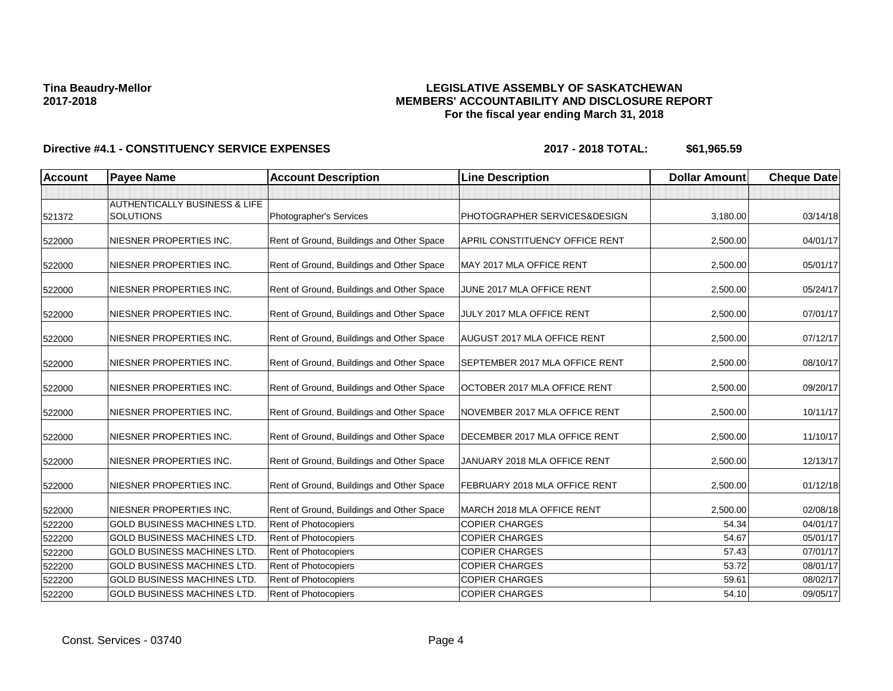**Tina Beaudry-Mellor**
**2017-2018**

**LEGISLATIVE ASSEMBLY OF SASKATCHEWAN**
**MEMBERS' ACCOUNTABILITY AND DISCLOSURE REPORT**
**For the fiscal year ending March 31, 2018**

**Directive #4.1 - CONSTITUENCY SERVICE EXPENSES** **2017 - 2018 TOTAL: $61,965.59**

| Account | Payee Name | Account Description | Line Description | Dollar Amount | Cheque Date |
|---|---|---|---|---|---|
| | | | | | |
| 521372 | AUTHENTICALLY BUSINESS & LIFE SOLUTIONS | Photographer's Services | PHOTOGRAPHER SERVICES&DESIGN | 3,180.00 | 03/14/18 |
| 522000 | NIESNER PROPERTIES INC. | Rent of Ground, Buildings and Other Space | APRIL CONSTITUENCY OFFICE RENT | 2,500.00 | 04/01/17 |
| 522000 | NIESNER PROPERTIES INC. | Rent of Ground, Buildings and Other Space | MAY 2017 MLA OFFICE RENT | 2,500.00 | 05/01/17 |
| 522000 | NIESNER PROPERTIES INC. | Rent of Ground, Buildings and Other Space | JUNE 2017 MLA OFFICE RENT | 2,500.00 | 05/24/17 |
| 522000 | NIESNER PROPERTIES INC. | Rent of Ground, Buildings and Other Space | JULY 2017 MLA OFFICE RENT | 2,500.00 | 07/01/17 |
| 522000 | NIESNER PROPERTIES INC. | Rent of Ground, Buildings and Other Space | AUGUST 2017 MLA OFFICE RENT | 2,500.00 | 07/12/17 |
| 522000 | NIESNER PROPERTIES INC. | Rent of Ground, Buildings and Other Space | SEPTEMBER 2017 MLA OFFICE RENT | 2,500.00 | 08/10/17 |
| 522000 | NIESNER PROPERTIES INC. | Rent of Ground, Buildings and Other Space | OCTOBER 2017 MLA OFFICE RENT | 2,500.00 | 09/20/17 |
| 522000 | NIESNER PROPERTIES INC. | Rent of Ground, Buildings and Other Space | NOVEMBER 2017 MLA OFFICE RENT | 2,500.00 | 10/11/17 |
| 522000 | NIESNER PROPERTIES INC. | Rent of Ground, Buildings and Other Space | DECEMBER 2017 MLA OFFICE RENT | 2,500.00 | 11/10/17 |
| 522000 | NIESNER PROPERTIES INC. | Rent of Ground, Buildings and Other Space | JANUARY 2018 MLA OFFICE RENT | 2,500.00 | 12/13/17 |
| 522000 | NIESNER PROPERTIES INC. | Rent of Ground, Buildings and Other Space | FEBRUARY 2018 MLA OFFICE RENT | 2,500.00 | 01/12/18 |
| 522000 | NIESNER PROPERTIES INC. | Rent of Ground, Buildings and Other Space | MARCH 2018 MLA OFFICE RENT | 2,500.00 | 02/08/18 |
| 522200 | GOLD BUSINESS MACHINES LTD. | Rent of Photocopiers | COPIER CHARGES | 54.34 | 04/01/17 |
| 522200 | GOLD BUSINESS MACHINES LTD. | Rent of Photocopiers | COPIER CHARGES | 54.67 | 05/01/17 |
| 522200 | GOLD BUSINESS MACHINES LTD. | Rent of Photocopiers | COPIER CHARGES | 57.43 | 07/01/17 |
| 522200 | GOLD BUSINESS MACHINES LTD. | Rent of Photocopiers | COPIER CHARGES | 53.72 | 08/01/17 |
| 522200 | GOLD BUSINESS MACHINES LTD. | Rent of Photocopiers | COPIER CHARGES | 59.61 | 08/02/17 |
| 522200 | GOLD BUSINESS MACHINES LTD. | Rent of Photocopiers | COPIER CHARGES | 54.10 | 09/05/17 |

Const. Services - 03740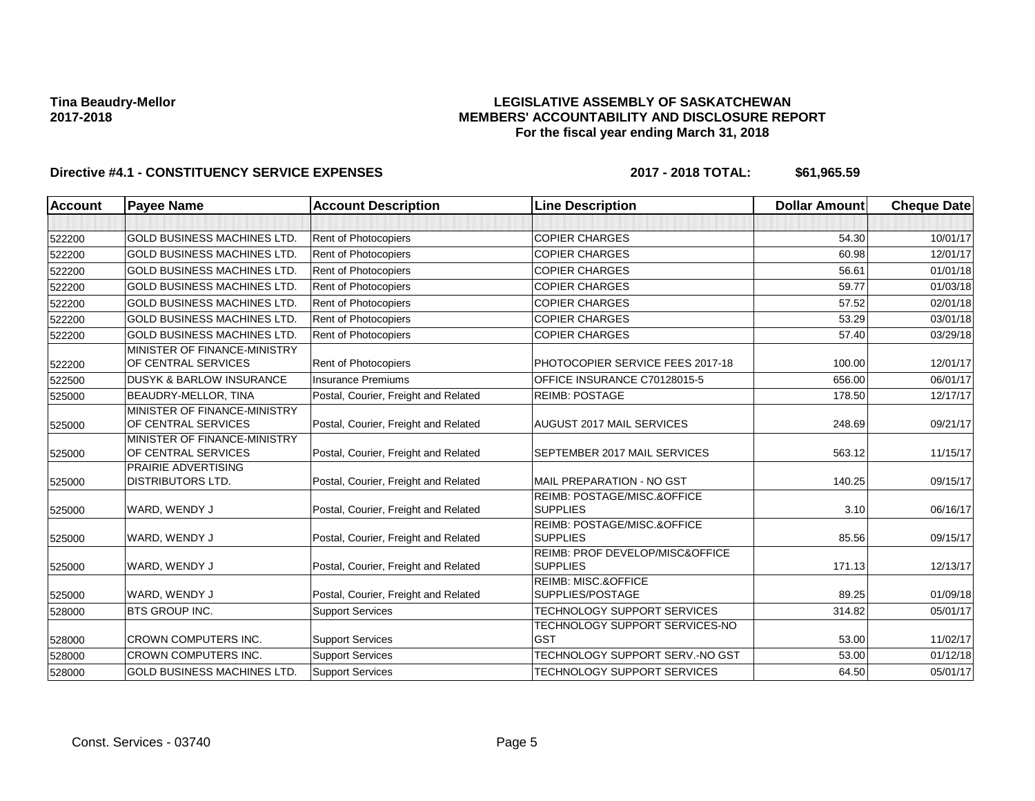**Tina Beaudry-Mellor**
**2017-2018**

**LEGISLATIVE ASSEMBLY OF SASKATCHEWAN**
**MEMBERS' ACCOUNTABILITY AND DISCLOSURE REPORT**
**For the fiscal year ending March 31, 2018**

**Directive #4.1 - CONSTITUENCY SERVICE EXPENSES** **2017 - 2018 TOTAL: $61,965.59**

| Account | Payee Name | Account Description | Line Description | Dollar Amount | Cheque Date |
|---|---|---|---|---|---|
| | | | | | |
| 522200 | GOLD BUSINESS MACHINES LTD. | Rent of Photocopiers | COPIER CHARGES | 54.30 | 10/01/17 |
| 522200 | GOLD BUSINESS MACHINES LTD. | Rent of Photocopiers | COPIER CHARGES | 60.98 | 12/01/17 |
| 522200 | GOLD BUSINESS MACHINES LTD. | Rent of Photocopiers | COPIER CHARGES | 56.61 | 01/01/18 |
| 522200 | GOLD BUSINESS MACHINES LTD. | Rent of Photocopiers | COPIER CHARGES | 59.77 | 01/03/18 |
| 522200 | GOLD BUSINESS MACHINES LTD. | Rent of Photocopiers | COPIER CHARGES | 57.52 | 02/01/18 |
| 522200 | GOLD BUSINESS MACHINES LTD. | Rent of Photocopiers | COPIER CHARGES | 53.29 | 03/01/18 |
| 522200 | GOLD BUSINESS MACHINES LTD. | Rent of Photocopiers | COPIER CHARGES | 57.40 | 03/29/18 |
| 522200 | MINISTER OF FINANCE-MINISTRY OF CENTRAL SERVICES | Rent of Photocopiers | PHOTOCOPIER SERVICE FEES 2017-18 | 100.00 | 12/01/17 |
| 522500 | DUSYK & BARLOW INSURANCE | Insurance Premiums | OFFICE INSURANCE C70128015-5 | 656.00 | 06/01/17 |
| 525000 | BEAUDRY-MELLOR, TINA | Postal, Courier, Freight and Related | REIMB: POSTAGE | 178.50 | 12/17/17 |
| 525000 | MINISTER OF FINANCE-MINISTRY OF CENTRAL SERVICES | Postal, Courier, Freight and Related | AUGUST 2017 MAIL SERVICES | 248.69 | 09/21/17 |
| 525000 | MINISTER OF FINANCE-MINISTRY OF CENTRAL SERVICES | Postal, Courier, Freight and Related | SEPTEMBER 2017 MAIL SERVICES | 563.12 | 11/15/17 |
| 525000 | PRAIRIE ADVERTISING DISTRIBUTORS LTD. | Postal, Courier, Freight and Related | MAIL PREPARATION - NO GST | 140.25 | 09/15/17 |
| 525000 | WARD, WENDY J | Postal, Courier, Freight and Related | REIMB: POSTAGE/MISC.&OFFICE SUPPLIES | 3.10 | 06/16/17 |
| 525000 | WARD, WENDY J | Postal, Courier, Freight and Related | REIMB: POSTAGE/MISC.&OFFICE SUPPLIES | 85.56 | 09/15/17 |
| 525000 | WARD, WENDY J | Postal, Courier, Freight and Related | REIMB: PROF DEVELOP/MISC&OFFICE SUPPLIES | 171.13 | 12/13/17 |
| 525000 | WARD, WENDY J | Postal, Courier, Freight and Related | REIMB: MISC.&OFFICE SUPPLIES/POSTAGE | 89.25 | 01/09/18 |
| 528000 | BTS GROUP INC. | Support Services | TECHNOLOGY SUPPORT SERVICES | 314.82 | 05/01/17 |
| 528000 | CROWN COMPUTERS INC. | Support Services | TECHNOLOGY SUPPORT SERVICES-NO GST | 53.00 | 11/02/17 |
| 528000 | CROWN COMPUTERS INC. | Support Services | TECHNOLOGY SUPPORT SERV.-NO GST | 53.00 | 01/12/18 |
| 528000 | GOLD BUSINESS MACHINES LTD. | Support Services | TECHNOLOGY SUPPORT SERVICES | 64.50 | 05/01/17 |

Const. Services - 03740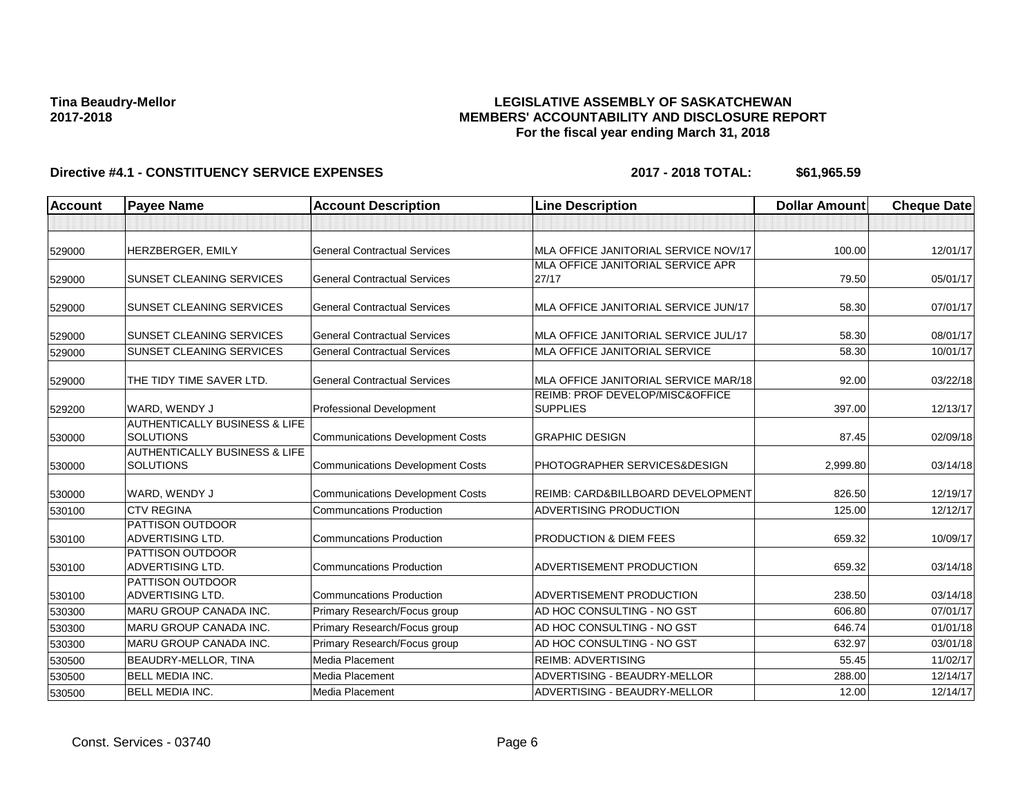**Tina Beaudry-Mellor**
**2017-2018**

**LEGISLATIVE ASSEMBLY OF SASKATCHEWAN**
**MEMBERS' ACCOUNTABILITY AND DISCLOSURE REPORT**
**For the fiscal year ending March 31, 2018**

**Directive #4.1 - CONSTITUENCY SERVICE EXPENSES** **2017 - 2018 TOTAL: $61,965.59**

| Account | Payee Name | Account Description | Line Description | Dollar Amount | Cheque Date |
|---|---|---|---|---|---|
| | | | | | |
| 529000 | HERZBERGER, EMILY | General Contractual Services | MLA OFFICE JANITORIAL SERVICE NOV/17 | 100.00 | 12/01/17 |
| 529000 | SUNSET CLEANING SERVICES | General Contractual Services | MLA OFFICE JANITORIAL SERVICE APR 27/17 | 79.50 | 05/01/17 |
| 529000 | SUNSET CLEANING SERVICES | General Contractual Services | MLA OFFICE JANITORIAL SERVICE JUN/17 | 58.30 | 07/01/17 |
| 529000 | SUNSET CLEANING SERVICES | General Contractual Services | MLA OFFICE JANITORIAL SERVICE JUL/17 | 58.30 | 08/01/17 |
| 529000 | SUNSET CLEANING SERVICES | General Contractual Services | MLA OFFICE JANITORIAL SERVICE | 58.30 | 10/01/17 |
| 529000 | THE TIDY TIME SAVER LTD. | General Contractual Services | MLA OFFICE JANITORIAL SERVICE MAR/18 | 92.00 | 03/22/18 |
| 529200 | WARD, WENDY J | Professional Development | REIMB: PROF DEVELOP/MISC&OFFICE SUPPLIES | 397.00 | 12/13/17 |
| 530000 | AUTHENTICALLY BUSINESS & LIFE SOLUTIONS | Communications Development Costs | GRAPHIC DESIGN | 87.45 | 02/09/18 |
| 530000 | AUTHENTICALLY BUSINESS & LIFE SOLUTIONS | Communications Development Costs | PHOTOGRAPHER SERVICES&DESIGN | 2,999.80 | 03/14/18 |
| 530000 | WARD, WENDY J | Communications Development Costs | REIMB: CARD&BILLBOARD DEVELOPMENT | 826.50 | 12/19/17 |
| 530100 | CTV REGINA | Communcations Production | ADVERTISING PRODUCTION | 125.00 | 12/12/17 |
| 530100 | PATTISON OUTDOOR ADVERTISING LTD. | Communcations Production | PRODUCTION & DIEM FEES | 659.32 | 10/09/17 |
| 530100 | PATTISON OUTDOOR ADVERTISING LTD. | Communcations Production | ADVERTISEMENT PRODUCTION | 659.32 | 03/14/18 |
| 530100 | PATTISON OUTDOOR ADVERTISING LTD. | Communcations Production | ADVERTISEMENT PRODUCTION | 238.50 | 03/14/18 |
| 530300 | MARU GROUP CANADA INC. | Primary Research/Focus group | AD HOC CONSULTING - NO GST | 606.80 | 07/01/17 |
| 530300 | MARU GROUP CANADA INC. | Primary Research/Focus group | AD HOC CONSULTING - NO GST | 646.74 | 01/01/18 |
| 530300 | MARU GROUP CANADA INC. | Primary Research/Focus group | AD HOC CONSULTING - NO GST | 632.97 | 03/01/18 |
| 530500 | BEAUDRY-MELLOR, TINA | Media Placement | REIMB: ADVERTISING | 55.45 | 11/02/17 |
| 530500 | BELL MEDIA INC. | Media Placement | ADVERTISING - BEAUDRY-MELLOR | 288.00 | 12/14/17 |
| 530500 | BELL MEDIA INC. | Media Placement | ADVERTISING - BEAUDRY-MELLOR | 12.00 | 12/14/17 |

Const. Services - 03740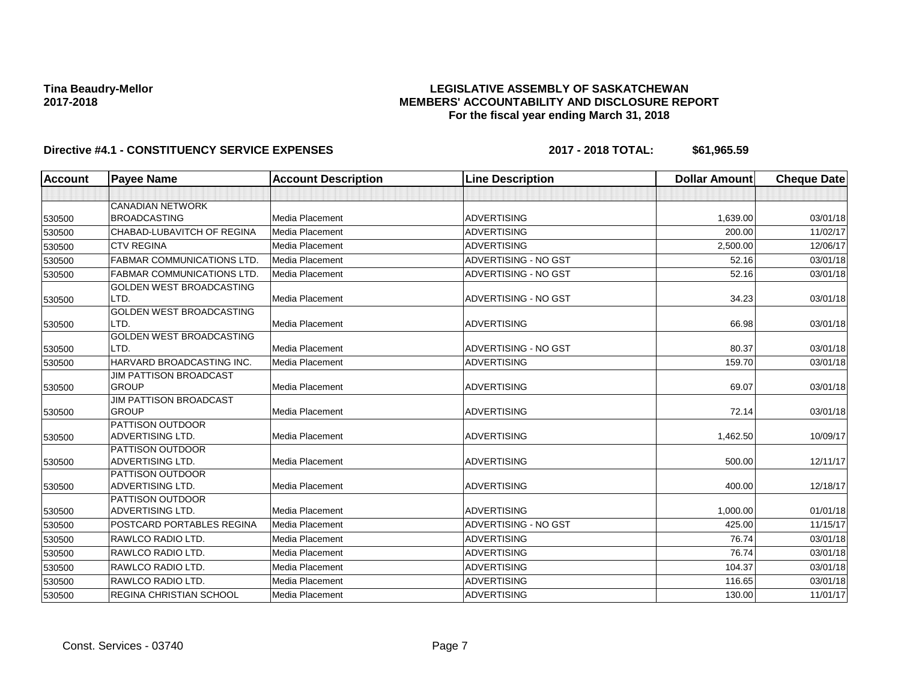**Tina Beaudry-Mellor**
**2017-2018**

**LEGISLATIVE ASSEMBLY OF SASKATCHEWAN**
**MEMBERS' ACCOUNTABILITY AND DISCLOSURE REPORT**
**For the fiscal year ending March 31, 2018**

**Directive #4.1 - CONSTITUENCY SERVICE EXPENSES** **2017 - 2018 TOTAL: $61,965.59**

| Account | Payee Name | Account Description | Line Description | Dollar Amount | Cheque Date |
|---|---|---|---|---|---|
| | | | | | |
| 530500 | CANADIAN NETWORK BROADCASTING | Media Placement | ADVERTISING | 1,639.00 | 03/01/18 |
| 530500 | CHABAD-LUBAVITCH OF REGINA | Media Placement | ADVERTISING | 200.00 | 11/02/17 |
| 530500 | CTV REGINA | Media Placement | ADVERTISING | 2,500.00 | 12/06/17 |
| 530500 | FABMAR COMMUNICATIONS LTD. | Media Placement | ADVERTISING - NO GST | 52.16 | 03/01/18 |
| 530500 | FABMAR COMMUNICATIONS LTD. | Media Placement | ADVERTISING - NO GST | 52.16 | 03/01/18 |
| 530500 | GOLDEN WEST BROADCASTING LTD. | Media Placement | ADVERTISING - NO GST | 34.23 | 03/01/18 |
| 530500 | GOLDEN WEST BROADCASTING LTD. | Media Placement | ADVERTISING | 66.98 | 03/01/18 |
| 530500 | GOLDEN WEST BROADCASTING LTD. | Media Placement | ADVERTISING - NO GST | 80.37 | 03/01/18 |
| 530500 | HARVARD BROADCASTING INC. | Media Placement | ADVERTISING | 159.70 | 03/01/18 |
| 530500 | JIM PATTISON BROADCAST GROUP | Media Placement | ADVERTISING | 69.07 | 03/01/18 |
| 530500 | JIM PATTISON BROADCAST GROUP | Media Placement | ADVERTISING | 72.14 | 03/01/18 |
| 530500 | PATTISON OUTDOOR ADVERTISING LTD. | Media Placement | ADVERTISING | 1,462.50 | 10/09/17 |
| 530500 | PATTISON OUTDOOR ADVERTISING LTD. | Media Placement | ADVERTISING | 500.00 | 12/11/17 |
| 530500 | PATTISON OUTDOOR ADVERTISING LTD. | Media Placement | ADVERTISING | 400.00 | 12/18/17 |
| 530500 | PATTISON OUTDOOR ADVERTISING LTD. | Media Placement | ADVERTISING | 1,000.00 | 01/01/18 |
| 530500 | POSTCARD PORTABLES REGINA | Media Placement | ADVERTISING - NO GST | 425.00 | 11/15/17 |
| 530500 | RAWLCO RADIO LTD. | Media Placement | ADVERTISING | 76.74 | 03/01/18 |
| 530500 | RAWLCO RADIO LTD. | Media Placement | ADVERTISING | 76.74 | 03/01/18 |
| 530500 | RAWLCO RADIO LTD. | Media Placement | ADVERTISING | 104.37 | 03/01/18 |
| 530500 | RAWLCO RADIO LTD. | Media Placement | ADVERTISING | 116.65 | 03/01/18 |
| 530500 | REGINA CHRISTIAN SCHOOL | Media Placement | ADVERTISING | 130.00 | 11/01/17 |

Const. Services - 03740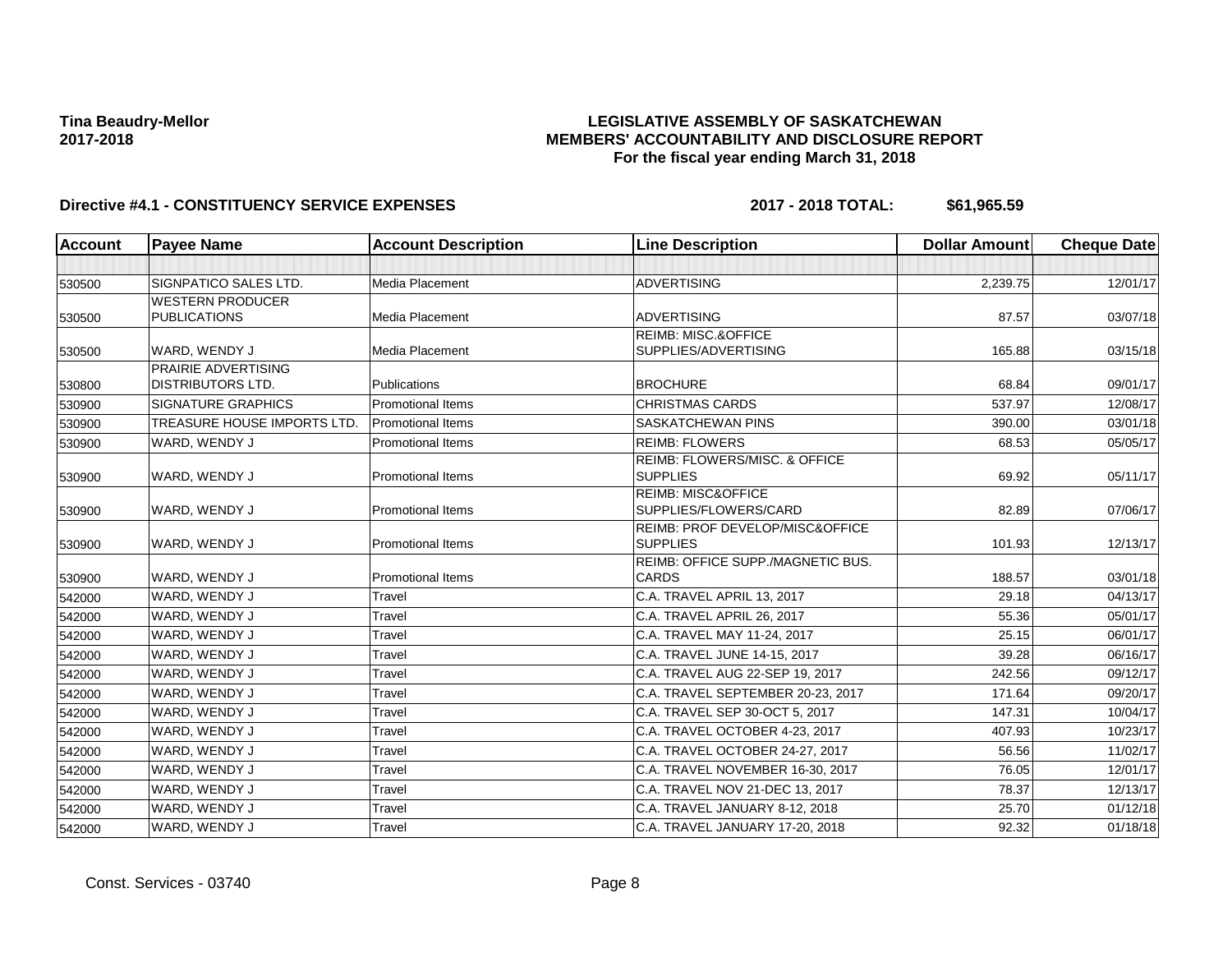**Tina Beaudry-Mellor**
**2017-2018**

# LEGISLATIVE ASSEMBLY OF SASKATCHEWAN
## MEMBERS' ACCOUNTABILITY AND DISCLOSURE REPORT
### For the fiscal year ending March 31, 2018

**Directive #4.1 - CONSTITUENCY SERVICE EXPENSES** **2017 - 2018 TOTAL: $61,965.59**

| Account | Payee Name | Account Description | Line Description | Dollar Amount | Cheque Date |
|---|---|---|---|---|---|
| | | | | | |
| 530500 | SIGNPATICO SALES LTD. | Media Placement | ADVERTISING | 2,239.75 | 12/01/17 |
| 530500 | WESTERN PRODUCER PUBLICATIONS | Media Placement | ADVERTISING | 87.57 | 03/07/18 |
| 530500 | WARD, WENDY J | Media Placement | REIMB: MISC.&OFFICE SUPPLIES/ADVERTISING | 165.88 | 03/15/18 |
| 530800 | PRAIRIE ADVERTISING DISTRIBUTORS LTD. | Publications | BROCHURE | 68.84 | 09/01/17 |
| 530900 | SIGNATURE GRAPHICS | Promotional Items | CHRISTMAS CARDS | 537.97 | 12/08/17 |
| 530900 | TREASURE HOUSE IMPORTS LTD. | Promotional Items | SASKATCHEWAN PINS | 390.00 | 03/01/18 |
| 530900 | WARD, WENDY J | Promotional Items | REIMB: FLOWERS | 68.53 | 05/05/17 |
| 530900 | WARD, WENDY J | Promotional Items | REIMB: FLOWERS/MISC. & OFFICE SUPPLIES | 69.92 | 05/11/17 |
| 530900 | WARD, WENDY J | Promotional Items | REIMB: MISC&OFFICE SUPPLIES/FLOWERS/CARD | 82.89 | 07/06/17 |
| 530900 | WARD, WENDY J | Promotional Items | REIMB: PROF DEVELOP/MISC&OFFICE SUPPLIES | 101.93 | 12/13/17 |
| 530900 | WARD, WENDY J | Promotional Items | REIMB: OFFICE SUPP./MAGNETIC BUS. CARDS | 188.57 | 03/01/18 |
| 542000 | WARD, WENDY J | Travel | C.A. TRAVEL APRIL 13, 2017 | 29.18 | 04/13/17 |
| 542000 | WARD, WENDY J | Travel | C.A. TRAVEL APRIL 26, 2017 | 55.36 | 05/01/17 |
| 542000 | WARD, WENDY J | Travel | C.A. TRAVEL MAY 11-24, 2017 | 25.15 | 06/01/17 |
| 542000 | WARD, WENDY J | Travel | C.A. TRAVEL JUNE 14-15, 2017 | 39.28 | 06/16/17 |
| 542000 | WARD, WENDY J | Travel | C.A. TRAVEL AUG 22-SEP 19, 2017 | 242.56 | 09/12/17 |
| 542000 | WARD, WENDY J | Travel | C.A. TRAVEL SEPTEMBER 20-23, 2017 | 171.64 | 09/20/17 |
| 542000 | WARD, WENDY J | Travel | C.A. TRAVEL SEP 30-OCT 5, 2017 | 147.31 | 10/04/17 |
| 542000 | WARD, WENDY J | Travel | C.A. TRAVEL OCTOBER 4-23, 2017 | 407.93 | 10/23/17 |
| 542000 | WARD, WENDY J | Travel | C.A. TRAVEL OCTOBER 24-27, 2017 | 56.56 | 11/02/17 |
| 542000 | WARD, WENDY J | Travel | C.A. TRAVEL NOVEMBER 16-30, 2017 | 76.05 | 12/01/17 |
| 542000 | WARD, WENDY J | Travel | C.A. TRAVEL NOV 21-DEC 13, 2017 | 78.37 | 12/13/17 |
| 542000 | WARD, WENDY J | Travel | C.A. TRAVEL JANUARY 8-12, 2018 | 25.70 | 01/12/18 |
| 542000 | WARD, WENDY J | Travel | C.A. TRAVEL JANUARY 17-20, 2018 | 92.32 | 01/18/18 |

Const. Services - 03740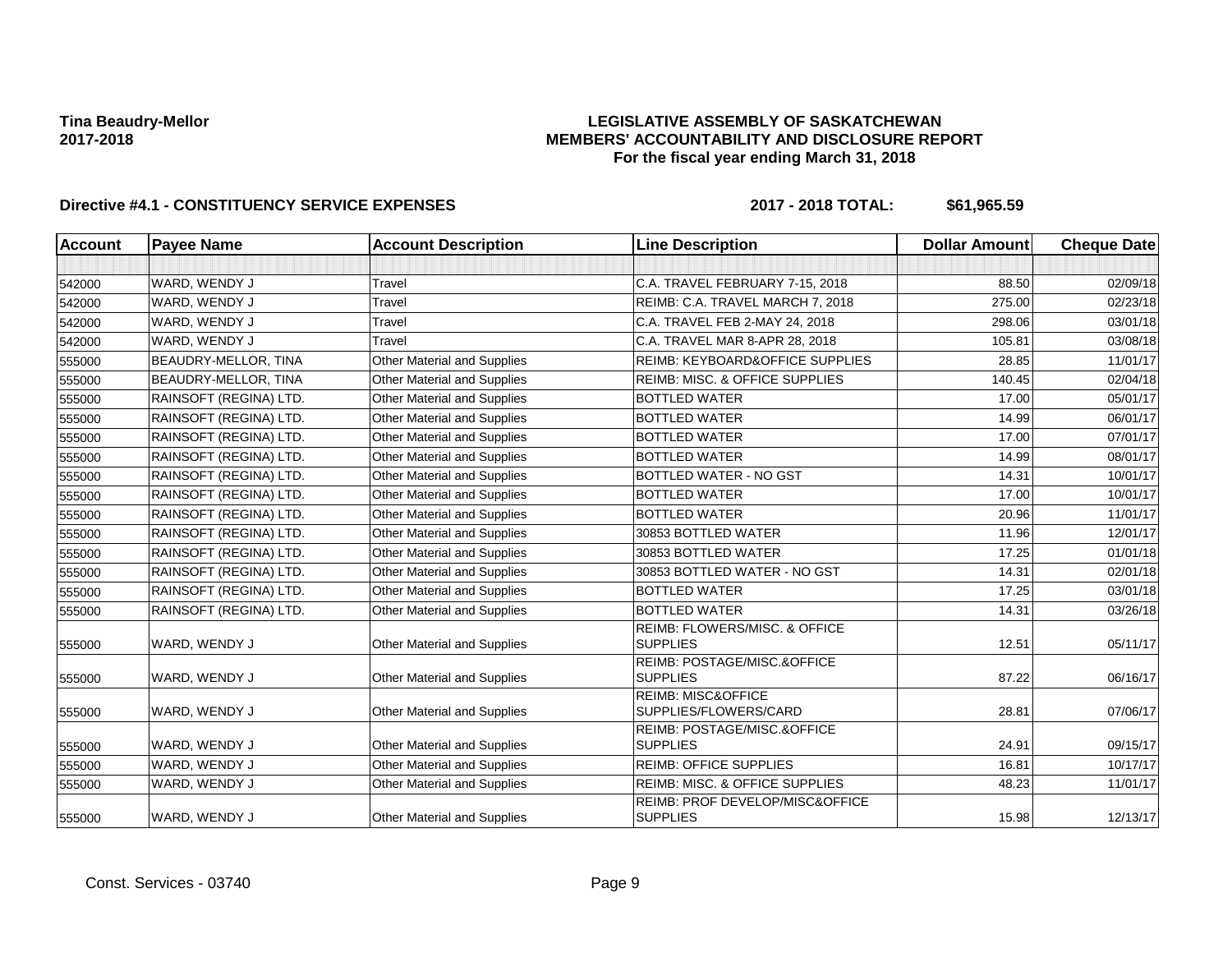**Tina Beaudry-Mellor**
**2017-2018**

# LEGISLATIVE ASSEMBLY OF SASKATCHEWAN
## MEMBERS' ACCOUNTABILITY AND DISCLOSURE REPORT
### For the fiscal year ending March 31, 2018

**Directive #4.1 - CONSTITUENCY SERVICE EXPENSES** **2017 - 2018 TOTAL: $61,965.59**

| Account | Payee Name | Account Description | Line Description | Dollar Amount | Cheque Date |
|---|---|---|---|---|---|
| | | | | | |
| 542000 | WARD, WENDY J | Travel | C.A. TRAVEL FEBRUARY 7-15, 2018 | 88.50 | 02/09/18 |
| 542000 | WARD, WENDY J | Travel | REIMB: C.A. TRAVEL MARCH 7, 2018 | 275.00 | 02/23/18 |
| 542000 | WARD, WENDY J | Travel | C.A. TRAVEL FEB 2-MAY 24, 2018 | 298.06 | 03/01/18 |
| 542000 | WARD, WENDY J | Travel | C.A. TRAVEL MAR 8-APR 28, 2018 | 105.81 | 03/08/18 |
| 555000 | BEAUDRY-MELLOR, TINA | Other Material and Supplies | REIMB: KEYBOARD&OFFICE SUPPLIES | 28.85 | 11/01/17 |
| 555000 | BEAUDRY-MELLOR, TINA | Other Material and Supplies | REIMB: MISC. & OFFICE SUPPLIES | 140.45 | 02/04/18 |
| 555000 | RAINSOFT (REGINA) LTD. | Other Material and Supplies | BOTTLED WATER | 17.00 | 05/01/17 |
| 555000 | RAINSOFT (REGINA) LTD. | Other Material and Supplies | BOTTLED WATER | 14.99 | 06/01/17 |
| 555000 | RAINSOFT (REGINA) LTD. | Other Material and Supplies | BOTTLED WATER | 17.00 | 07/01/17 |
| 555000 | RAINSOFT (REGINA) LTD. | Other Material and Supplies | BOTTLED WATER | 14.99 | 08/01/17 |
| 555000 | RAINSOFT (REGINA) LTD. | Other Material and Supplies | BOTTLED WATER - NO GST | 14.31 | 10/01/17 |
| 555000 | RAINSOFT (REGINA) LTD. | Other Material and Supplies | BOTTLED WATER | 17.00 | 10/01/17 |
| 555000 | RAINSOFT (REGINA) LTD. | Other Material and Supplies | BOTTLED WATER | 20.96 | 11/01/17 |
| 555000 | RAINSOFT (REGINA) LTD. | Other Material and Supplies | 30853 BOTTLED WATER | 11.96 | 12/01/17 |
| 555000 | RAINSOFT (REGINA) LTD. | Other Material and Supplies | 30853 BOTTLED WATER | 17.25 | 01/01/18 |
| 555000 | RAINSOFT (REGINA) LTD. | Other Material and Supplies | 30853 BOTTLED WATER - NO GST | 14.31 | 02/01/18 |
| 555000 | RAINSOFT (REGINA) LTD. | Other Material and Supplies | BOTTLED WATER | 17.25 | 03/01/18 |
| 555000 | RAINSOFT (REGINA) LTD. | Other Material and Supplies | BOTTLED WATER | 14.31 | 03/26/18 |
| 555000 | WARD, WENDY J | Other Material and Supplies | REIMB: FLOWERS/MISC. & OFFICE SUPPLIES | 12.51 | 05/11/17 |
| 555000 | WARD, WENDY J | Other Material and Supplies | REIMB: POSTAGE/MISC.&OFFICE SUPPLIES | 87.22 | 06/16/17 |
| 555000 | WARD, WENDY J | Other Material and Supplies | REIMB: MISC&OFFICE SUPPLIES/FLOWERS/CARD | 28.81 | 07/06/17 |
| 555000 | WARD, WENDY J | Other Material and Supplies | REIMB: POSTAGE/MISC.&OFFICE SUPPLIES | 24.91 | 09/15/17 |
| 555000 | WARD, WENDY J | Other Material and Supplies | REIMB: OFFICE SUPPLIES | 16.81 | 10/17/17 |
| 555000 | WARD, WENDY J | Other Material and Supplies | REIMB: MISC. & OFFICE SUPPLIES | 48.23 | 11/01/17 |
| 555000 | WARD, WENDY J | Other Material and Supplies | REIMB: PROF DEVELOP/MISC&OFFICE SUPPLIES | 15.98 | 12/13/17 |

Const. Services - 03740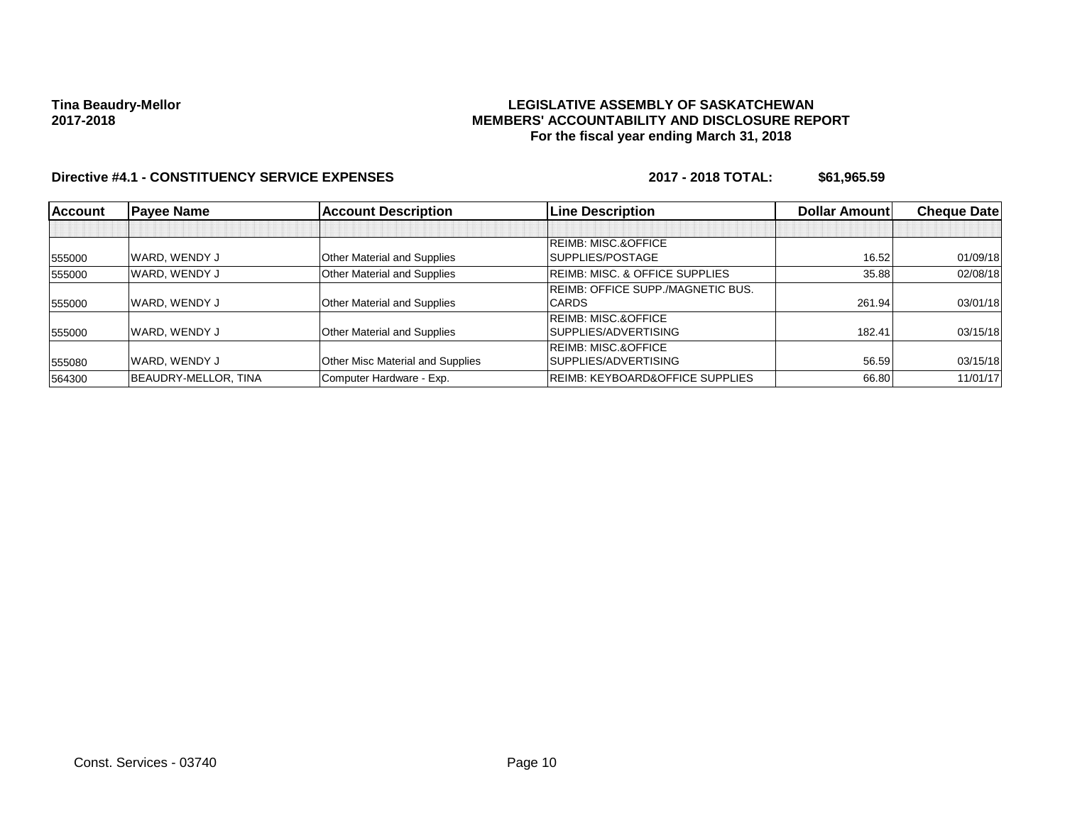**Tina Beaudry-Mellor**
**2017-2018**

**LEGISLATIVE ASSEMBLY OF SASKATCHEWAN**
**MEMBERS' ACCOUNTABILITY AND DISCLOSURE REPORT**
**For the fiscal year ending March 31, 2018**

**Directive #4.1 - CONSTITUENCY SERVICE EXPENSES** **2017 - 2018 TOTAL: $61,965.59**

| Account | Payee Name | Account Description | Line Description | Dollar Amount | Cheque Date |
|---|---|---|---|---|---|
| | | | | | |
| 555000 | WARD, WENDY J | Other Material and Supplies | REIMB: MISC.&OFFICE SUPPLIES/POSTAGE | 16.52 | 01/09/18 |
| 555000 | WARD, WENDY J | Other Material and Supplies | REIMB: MISC. & OFFICE SUPPLIES | 35.88 | 02/08/18 |
| 555000 | WARD, WENDY J | Other Material and Supplies | REIMB: OFFICE SUPP./MAGNETIC BUS. CARDS | 261.94 | 03/01/18 |
| 555000 | WARD, WENDY J | Other Material and Supplies | REIMB: MISC.&OFFICE SUPPLIES/ADVERTISING | 182.41 | 03/15/18 |
| 555080 | WARD, WENDY J | Other Misc Material and Supplies | REIMB: MISC.&OFFICE SUPPLIES/ADVERTISING | 56.59 | 03/15/18 |
| 564300 | BEAUDRY-MELLOR, TINA | Computer Hardware - Exp. | REIMB: KEYBOARD&OFFICE SUPPLIES | 66.80 | 11/01/17 |

Const. Services - 03740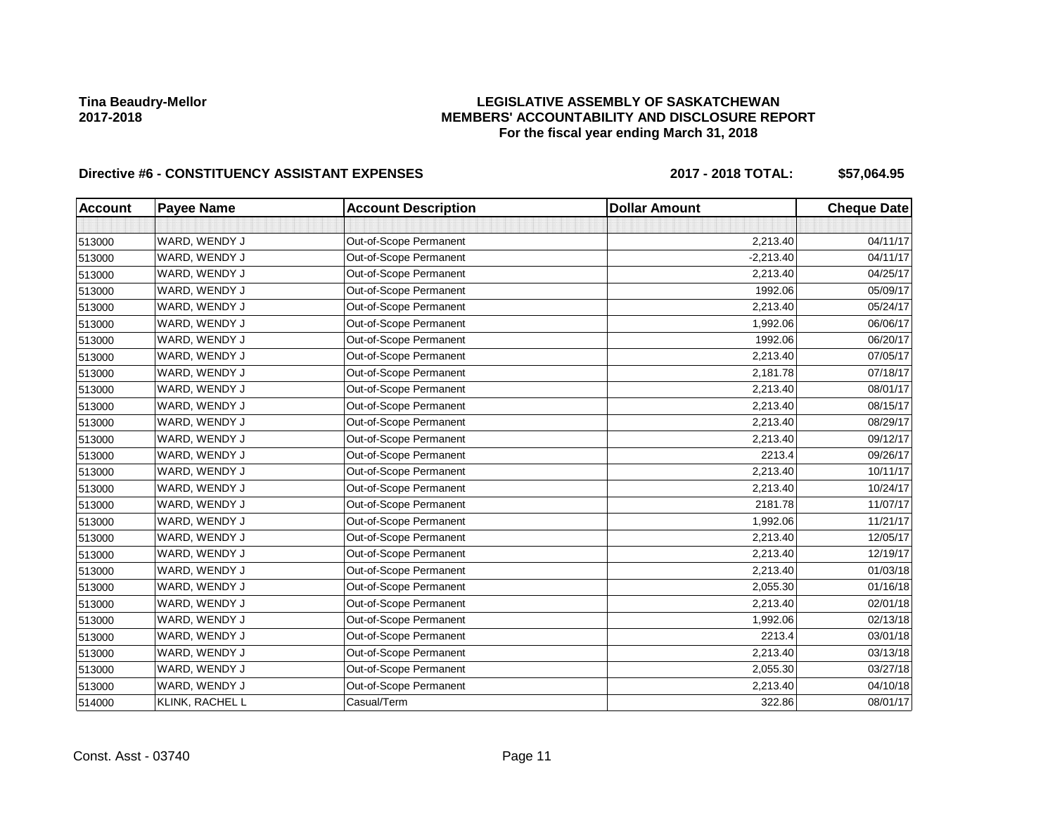**Tina Beaudry-Mellor**
**2017-2018**

**LEGISLATIVE ASSEMBLY OF SASKATCHEWAN**
**MEMBERS' ACCOUNTABILITY AND DISCLOSURE REPORT**
**For the fiscal year ending March 31, 2018**

**Directive #6 - CONSTITUENCY ASSISTANT EXPENSES** **2017 - 2018 TOTAL: $57,064.95**

| Account | Payee Name | Account Description | Dollar Amount | Cheque Date |
|---|---|---|---|---|
| | | | | |
| 513000 | WARD, WENDY J | Out-of-Scope Permanent | 2,213.40 | 04/11/17 |
| 513000 | WARD, WENDY J | Out-of-Scope Permanent | -2,213.40 | 04/11/17 |
| 513000 | WARD, WENDY J | Out-of-Scope Permanent | 2,213.40 | 04/25/17 |
| 513000 | WARD, WENDY J | Out-of-Scope Permanent | 1992.06 | 05/09/17 |
| 513000 | WARD, WENDY J | Out-of-Scope Permanent | 2,213.40 | 05/24/17 |
| 513000 | WARD, WENDY J | Out-of-Scope Permanent | 1,992.06 | 06/06/17 |
| 513000 | WARD, WENDY J | Out-of-Scope Permanent | 1992.06 | 06/20/17 |
| 513000 | WARD, WENDY J | Out-of-Scope Permanent | 2,213.40 | 07/05/17 |
| 513000 | WARD, WENDY J | Out-of-Scope Permanent | 2,181.78 | 07/18/17 |
| 513000 | WARD, WENDY J | Out-of-Scope Permanent | 2,213.40 | 08/01/17 |
| 513000 | WARD, WENDY J | Out-of-Scope Permanent | 2,213.40 | 08/15/17 |
| 513000 | WARD, WENDY J | Out-of-Scope Permanent | 2,213.40 | 08/29/17 |
| 513000 | WARD, WENDY J | Out-of-Scope Permanent | 2,213.40 | 09/12/17 |
| 513000 | WARD, WENDY J | Out-of-Scope Permanent | 2213.4 | 09/26/17 |
| 513000 | WARD, WENDY J | Out-of-Scope Permanent | 2,213.40 | 10/11/17 |
| 513000 | WARD, WENDY J | Out-of-Scope Permanent | 2,213.40 | 10/24/17 |
| 513000 | WARD, WENDY J | Out-of-Scope Permanent | 2181.78 | 11/07/17 |
| 513000 | WARD, WENDY J | Out-of-Scope Permanent | 1,992.06 | 11/21/17 |
| 513000 | WARD, WENDY J | Out-of-Scope Permanent | 2,213.40 | 12/05/17 |
| 513000 | WARD, WENDY J | Out-of-Scope Permanent | 2,213.40 | 12/19/17 |
| 513000 | WARD, WENDY J | Out-of-Scope Permanent | 2,213.40 | 01/03/18 |
| 513000 | WARD, WENDY J | Out-of-Scope Permanent | 2,055.30 | 01/16/18 |
| 513000 | WARD, WENDY J | Out-of-Scope Permanent | 2,213.40 | 02/01/18 |
| 513000 | WARD, WENDY J | Out-of-Scope Permanent | 1,992.06 | 02/13/18 |
| 513000 | WARD, WENDY J | Out-of-Scope Permanent | 2213.4 | 03/01/18 |
| 513000 | WARD, WENDY J | Out-of-Scope Permanent | 2,213.40 | 03/13/18 |
| 513000 | WARD, WENDY J | Out-of-Scope Permanent | 2,055.30 | 03/27/18 |
| 513000 | WARD, WENDY J | Out-of-Scope Permanent | 2,213.40 | 04/10/18 |
| 514000 | KLINK, RACHEL L | Casual/Term | 322.86 | 08/01/17 |

Const. Asst - 03740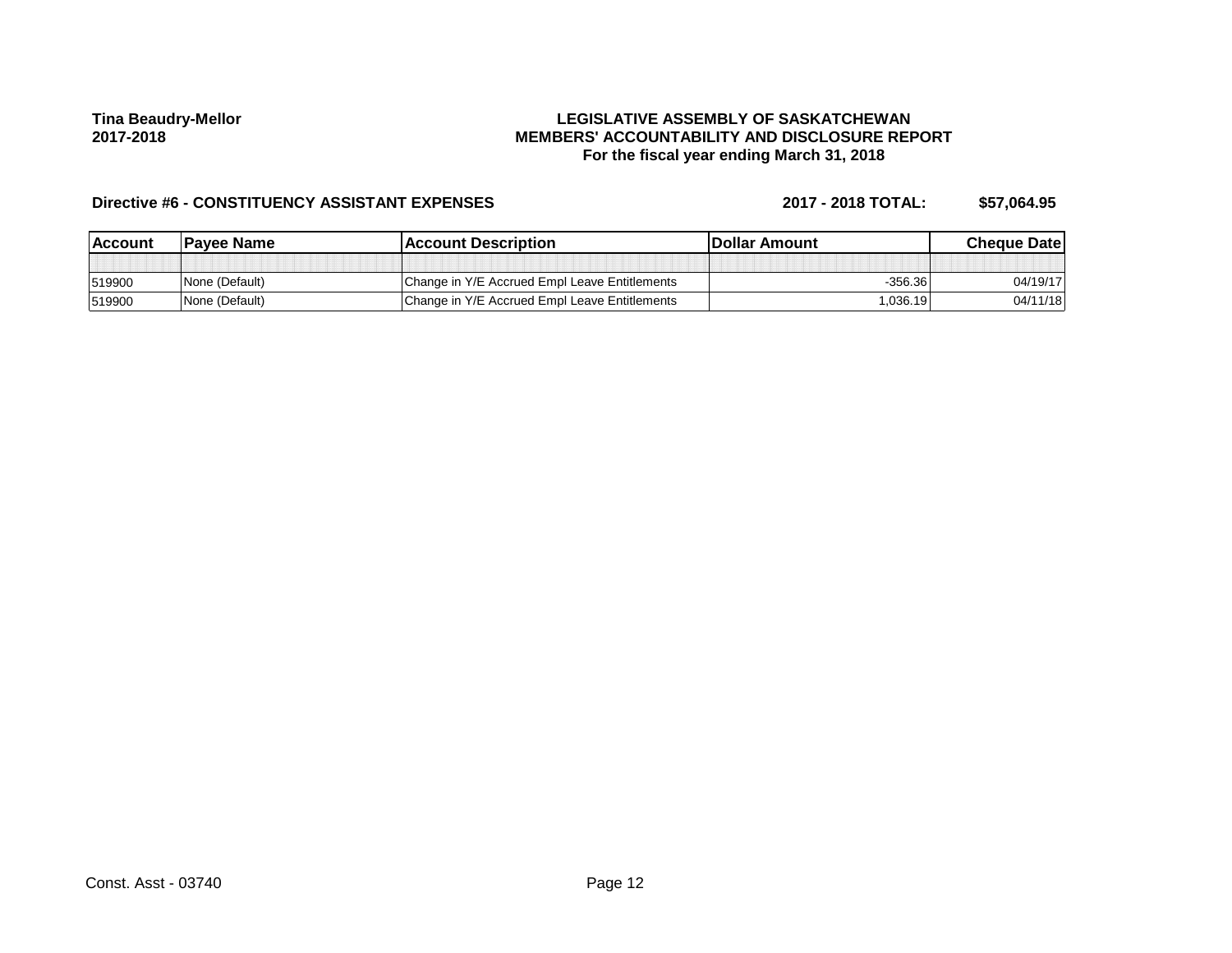**Tina Beaudry-Mellor**
**2017-2018**

**LEGISLATIVE ASSEMBLY OF SASKATCHEWAN**
**MEMBERS' ACCOUNTABILITY AND DISCLOSURE REPORT**
**For the fiscal year ending March 31, 2018**

**Directive #6 - CONSTITUENCY ASSISTANT EXPENSES** **2017 - 2018 TOTAL: $57,064.95**

| Account | Payee Name | Account Description | Dollar Amount | Cheque Date |
|---|---|---|---|---|
| | | | | |
| 519900 | None (Default) | Change in Y/E Accrued Empl Leave Entitlements | -356.36 | 04/19/17 |
| 519900 | None (Default) | Change in Y/E Accrued Empl Leave Entitlements | 1,036.19 | 04/11/18 |

Const. Asst - 03740